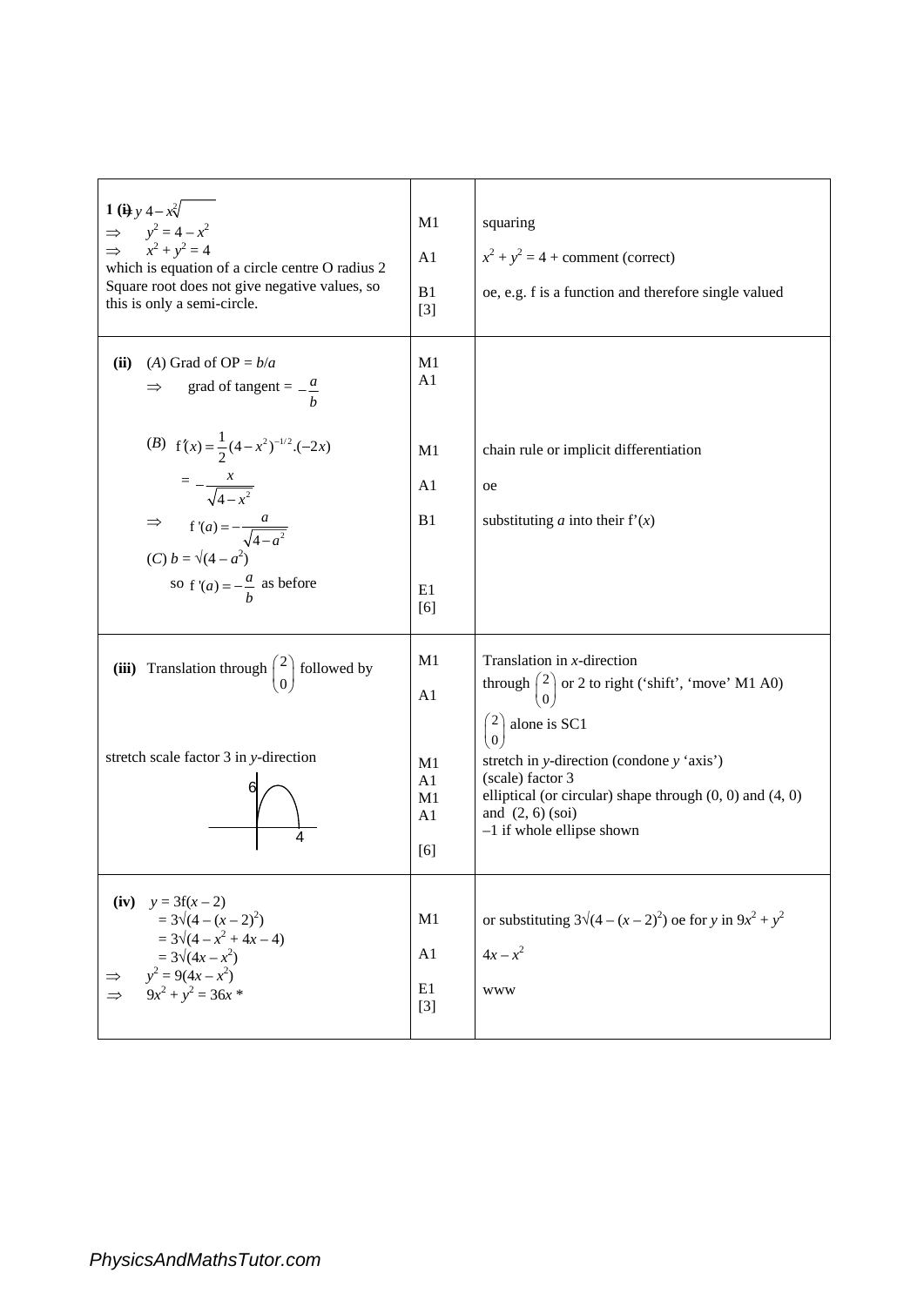| | | |
|---|---|---|
| **1 (i)** $y = \sqrt{4 - x^2}$<br>$\Rightarrow \quad y^2 = 4 - x^2$<br>$\Rightarrow \quad x^2 + y^2 = 4$<br>which is equation of a circle centre O radius 2<br>Square root does not give negative values, so this is only a semi-circle. | M1<br><br>A1<br><br>B1<br>[3] | squaring<br><br>$x^2 + y^2 = 4$ + comment (correct)<br><br>oe, e.g. f is a function and therefore single valued |
| **(ii)** (*A*) Grad of OP = $b/a$<br>$\Rightarrow \quad$ grad of tangent = $-\dfrac{a}{b}$<br><br>(*B*) $f'(x) = \dfrac{1}{2}(4 - x^2)^{-1/2}.(-2x)$<br>$= -\dfrac{x}{\sqrt{4 - x^2}}$<br>$\Rightarrow \quad f'(a) = -\dfrac{a}{\sqrt{4 - a^2}}$<br>(*C*) $b = \sqrt{(4 - a^2)}$<br>so $f'(a) = -\dfrac{a}{b}$ as before | M1<br>A1<br><br><br>M1<br><br>A1<br><br>B1<br><br><br>E1<br>[6] | <br><br><br><br>chain rule or implicit differentiation<br><br>oe<br><br>substituting $a$ into their $f'(x)$ |
| **(iii)** Translation through $\begin{pmatrix} 2 \\ 0 \end{pmatrix}$ followed by<br><br><br>stretch scale factor 3 in $y$-direction<br><br>[Sketch: semi-elliptical curve through origin and 4 on the $x$-axis, maximum 6] | M1<br><br>A1<br><br><br>M1<br>A1<br>M1<br>A1<br><br>[6] | Translation in $x$-direction<br>through $\begin{pmatrix} 2 \\ 0 \end{pmatrix}$ or 2 to right ('shift', 'move' M1 A0)<br>$\begin{pmatrix} 2 \\ 0 \end{pmatrix}$ alone is SC1<br>stretch in $y$-direction (condone $y$ 'axis')<br>(scale) factor 3<br>elliptical (or circular) shape through (0, 0) and (4, 0) and (2, 6) (soi)<br>–1 if whole ellipse shown |
| **(iv)** $y = 3f(x - 2)$<br>$= 3\sqrt{(4 - (x - 2)^2)}$<br>$= 3\sqrt{(4 - x^2 + 4x - 4)}$<br>$= 3\sqrt{(4x - x^2)}$<br>$\Rightarrow \quad y^2 = 9(4x - x^2)$<br>$\Rightarrow \quad 9x^2 + y^2 = 36x$ * | <br>M1<br><br>A1<br><br>E1<br>[3] | <br>or substituting $3\sqrt{(4 - (x - 2)^2)}$ oe for $y$ in $9x^2 + y^2$<br><br>$4x - x^2$<br><br>www |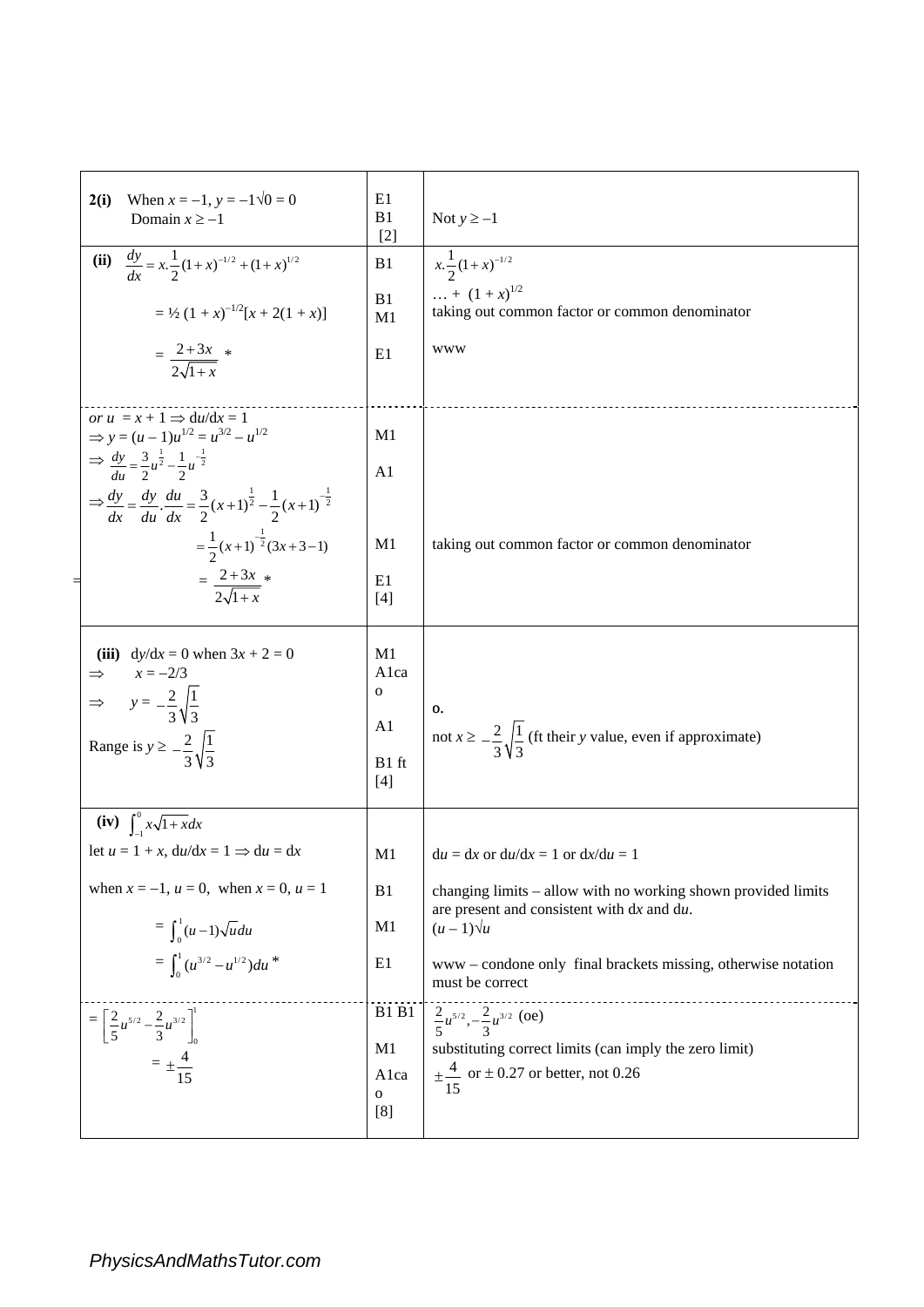| | | |
|---|---|---|
| **2(i)** When $x = -1$, $y = -1\sqrt{0} = 0$<br>Domain $x \geq -1$ | E1<br>B1<br>[2] | Not $y \geq -1$ |
| **(ii)** $\frac{dy}{dx} = x.\frac{1}{2}(1+x)^{-1/2} + (1+x)^{1/2}$<br><br>$= ½ (1 + x)^{-1/2}[x + 2(1 + x)]$<br><br>$= \frac{2+3x}{2\sqrt{1+x}}$ * | B1<br><br>B1<br>M1<br><br>E1 | $x.\frac{1}{2}(1+x)^{-1/2}$<br>… + $(1 + x)^{1/2}$<br>taking out common factor or common denominator<br><br>www |
| *or* $u = x + 1 \Rightarrow du/dx = 1$<br>$\Rightarrow y = (u - 1)u^{1/2} = u^{3/2} - u^{1/2}$<br>$\Rightarrow \frac{dy}{du} = \frac{3}{2}u^{\frac{1}{2}} - \frac{1}{2}u^{-\frac{1}{2}}$<br>$\Rightarrow \frac{dy}{dx} = \frac{dy}{du}.\frac{du}{dx} = \frac{3}{2}(x+1)^{\frac{1}{2}} - \frac{1}{2}(x+1)^{-\frac{1}{2}}$<br>$= \frac{1}{2}(x+1)^{-\frac{1}{2}}(3x+3-1)$<br>$= \frac{2+3x}{2\sqrt{1+x}}$ * | M1<br><br>A1<br><br><br>M1<br><br>E1<br>[4] | <br><br><br><br>taking out common factor or common denominator |
| **(iii)** $dy/dx = 0$ when $3x + 2 = 0$<br>$\Rightarrow$ $x = -2/3$<br>$\Rightarrow$ $y = -\frac{2}{3}\sqrt{\frac{1}{3}}$<br>Range is $y \geq -\frac{2}{3}\sqrt{\frac{1}{3}}$ | M1<br>A1cao<br><br>A1<br><br>B1 ft<br>[4] | o.<br>not $x \geq -\frac{2}{3}\sqrt{\frac{1}{3}}$ (ft their $y$ value, even if approximate) |
| **(iv)** $\int_{-1}^{0} x\sqrt{1+x}dx$<br>let $u = 1 + x$, $du/dx = 1 \Rightarrow du = dx$<br><br>when $x = -1$, $u = 0$, when $x = 0$, $u = 1$<br><br>$= \int_0^1 (u-1)\sqrt{u}du$<br>$= \int_0^1 (u^{3/2} - u^{1/2})du$ * | <br>M1<br><br>B1<br><br>M1<br>E1 | <br>$du = dx$ or $du/dx = 1$ or $dx/du = 1$<br><br>changing limits – allow with no working shown provided limits are present and consistent with $dx$ and $du$.<br>$(u - 1)\sqrt{u}$<br>www – condone only final brackets missing, otherwise notation must be correct |
| $= \left[\frac{2}{5}u^{5/2} - \frac{2}{3}u^{3/2}\right]_0^1$<br>$= \pm\frac{4}{15}$ | B1 B1<br><br>M1<br>A1cao<br>[8] | $\frac{2}{5}u^{5/2}, -\frac{2}{3}u^{3/2}$ (oe)<br>substituting correct limits (can imply the zero limit)<br>$\pm\frac{4}{15}$ or $\pm$ 0.27 or better, not 0.26 |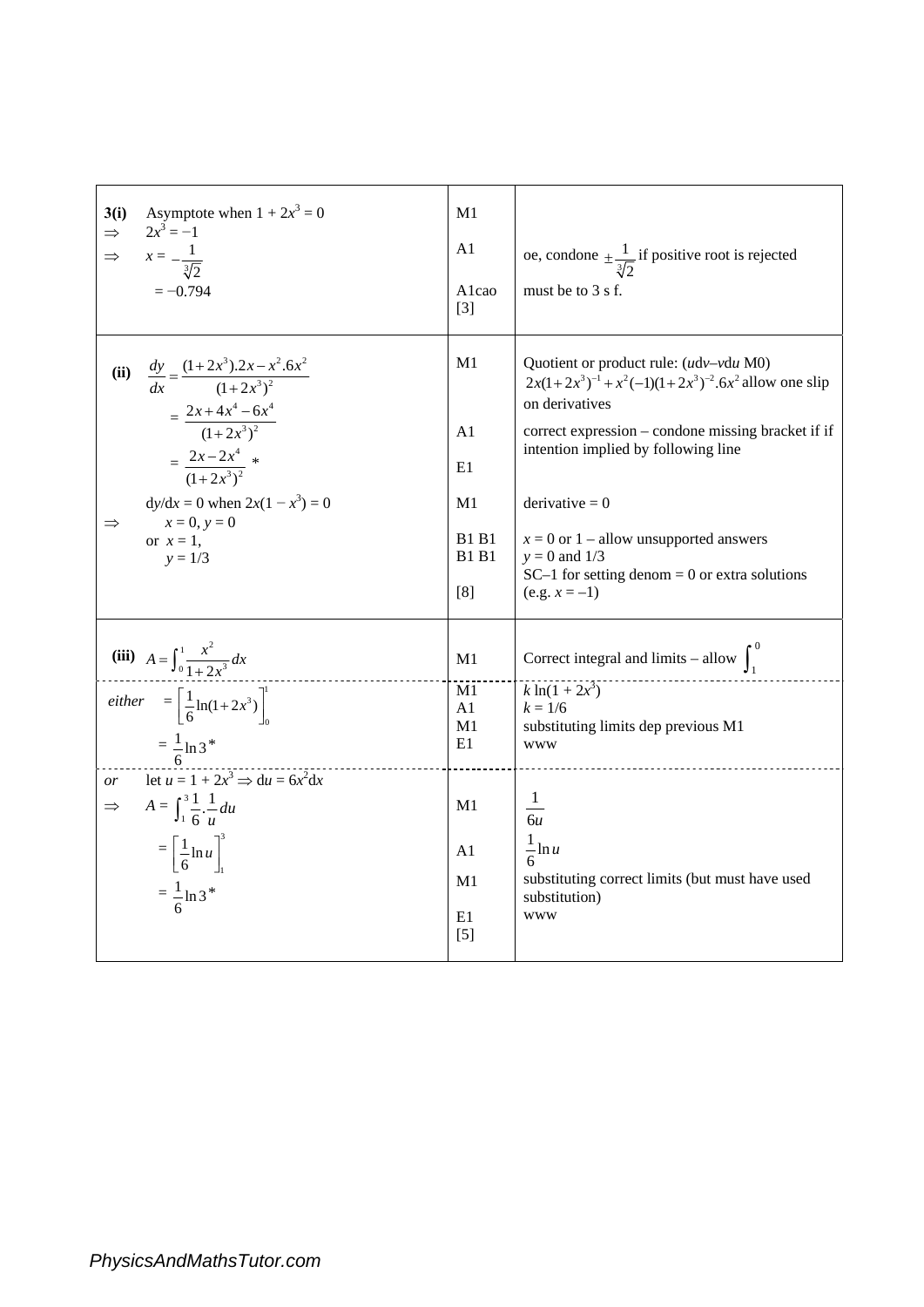| | | |
|---|---|---|
| **3(i)** Asymptote when $1 + 2x^3 = 0$ | M1 | |
| $\Rightarrow$ $2x^3 = -1$ | | |
| $\Rightarrow$ $x = -\frac{1}{\sqrt[3]{2}}$ | A1 | oe, condone $\pm\frac{1}{\sqrt[3]{2}}$ if positive root is rejected |
| $= -0.794$ | A1cao [3] | must be to 3 s f. |
| **(ii)** $\frac{dy}{dx} = \frac{(1+2x^3).2x - x^2.6x^2}{(1+2x^3)^2}$ | M1 | Quotient or product rule: ($udv$–$vdu$ M0) $2x(1+2x^3)^{-1} + x^2(-1)(1+2x^3)^{-2}.6x^2$ allow one slip on derivatives |
| $= \frac{2x+4x^4-6x^4}{(1+2x^3)^2}$ | A1 | correct expression – condone missing bracket if if intention implied by following line |
| $= \frac{2x-2x^4}{(1+2x^3)^2}$ * | E1 | |
| $dy/dx = 0$ when $2x(1 - x^3) = 0$ | M1 | derivative = 0 |
| $\Rightarrow$ $x = 0, y = 0$ | B1 B1 | $x = 0$ or 1 – allow unsupported answers |
| or $x = 1$, $y = 1/3$ | B1 B1 | $y = 0$ and 1/3 |
| | [8] | SC–1 for setting denom = 0 or extra solutions (e.g. $x = -1$) |
| **(iii)** $A = \int_0^1 \frac{x^2}{1+2x^3}dx$ | M1 | Correct integral and limits – allow $\int_1^0$ |
| *either* $= \left[\frac{1}{6}\ln(1+2x^3)\right]_0^1$ | M1 | $k\ln(1 + 2x^3)$ |
| | A1 | $k = 1/6$ |
| | M1 | substituting limits dep previous M1 |
| $= \frac{1}{6}\ln 3$* | E1 | www |
| *or* let $u = 1 + 2x^3 \Rightarrow du = 6x^2dx$ | | |
| $\Rightarrow$ $A = \int_1^3 \frac{1}{6}.\frac{1}{u}du$ | M1 | $\frac{1}{6u}$ |
| $= \left[\frac{1}{6}\ln u\right]_1^3$ | A1 | $\frac{1}{6}\ln u$ |
| | M1 | substituting correct limits (but must have used substitution) |
| $= \frac{1}{6}\ln 3$* | E1 [5] | www |